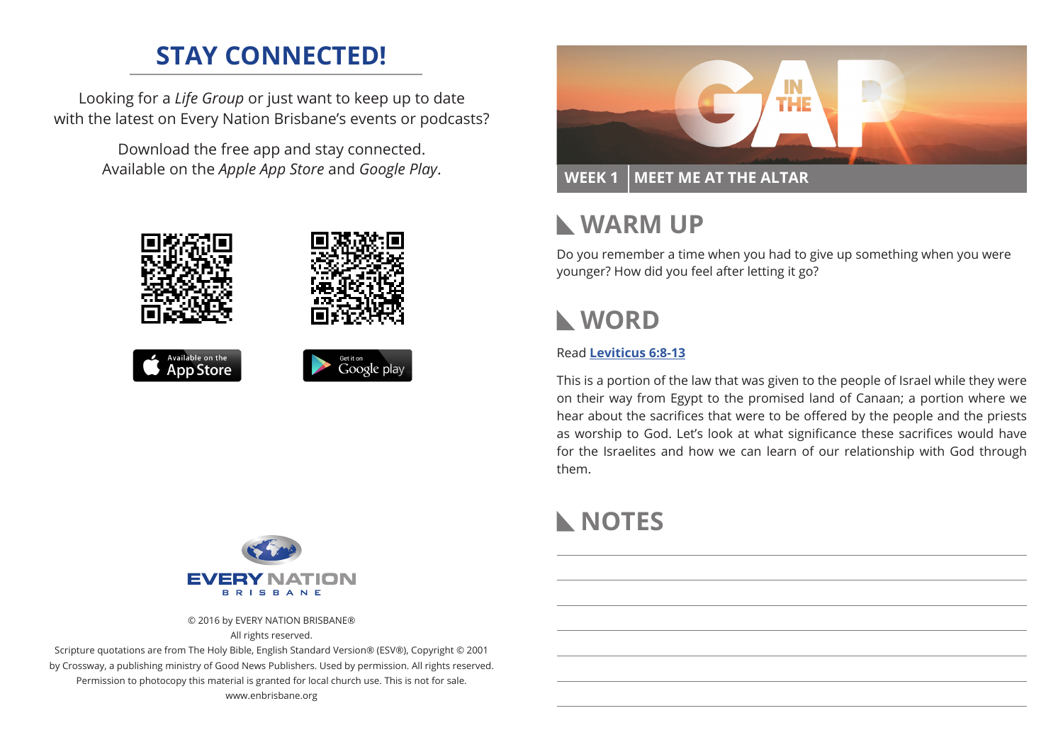## STAY CONNECTED!

Looking for a *Life Group* or just want to keep up to date with the latest on Every Nation Brisbane's events or podcasts?

Download the free app and stay connected. Available on the *Apple App Store* and *Google Play*.

Available on the App Store

Get it on Google play

EVERY NATION
BRISBANE

© 2016 by EVERY NATION BRISBANE®
All rights reserved.
Scripture quotations are from The Holy Bible, English Standard Version® (ESV®), Copyright © 2001 by Crossway, a publishing ministry of Good News Publishers. Used by permission. All rights reserved.
Permission to photocopy this material is granted for local church use. This is not for sale.
www.enbrisbane.org

# IN THE GAP

**WEEK 1 | MEET ME AT THE ALTAR**

## WARM UP

Do you remember a time when you had to give up something when you were younger? How did you feel after letting it go?

## WORD

Read **Leviticus 6:8-13**

This is a portion of the law that was given to the people of Israel while they were on their way from Egypt to the promised land of Canaan; a portion where we hear about the sacrifices that were to be offered by the people and the priests as worship to God. Let's look at what significance these sacrifices would have for the Israelites and how we can learn of our relationship with God through them.

## NOTES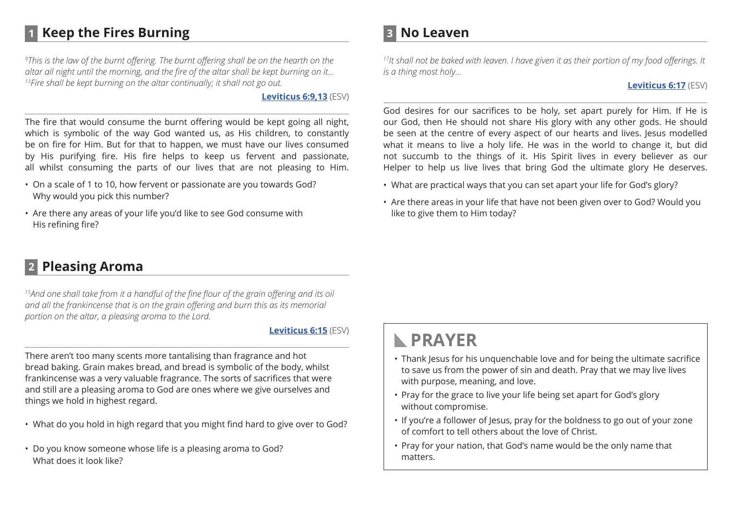## 1 Keep the Fires Burning

*[9]This is the law of the burnt offering. The burnt offering shall be on the hearth on the altar all night until the morning, and the fire of the altar shall be kept burning on it... [13]Fire shall be kept burning on the altar continually; it shall not go out.*

**Leviticus 6:9,13** (ESV)

The fire that would consume the burnt offering would be kept going all night, which is symbolic of the way God wanted us, as His children, to constantly be on fire for Him. But for that to happen, we must have our lives consumed by His purifying fire. His fire helps to keep us fervent and passionate, all whilst consuming the parts of our lives that are not pleasing to Him.

- On a scale of 1 to 10, how fervent or passionate are you towards God? Why would you pick this number?
- Are there any areas of your life you'd like to see God consume with His refining fire?

## 2 Pleasing Aroma

*[15]And one shall take from it a handful of the fine flour of the grain offering and its oil and all the frankincense that is on the grain offering and burn this as its memorial portion on the altar, a pleasing aroma to the Lord.*

**Leviticus 6:15** (ESV)

There aren't too many scents more tantalising than fragrance and hot bread baking. Grain makes bread, and bread is symbolic of the body, whilst frankincense was a very valuable fragrance. The sorts of sacrifices that were and still are a pleasing aroma to God are ones where we give ourselves and things we hold in highest regard.

- What do you hold in high regard that you might find hard to give over to God?
- Do you know someone whose life is a pleasing aroma to God? What does it look like?

## 3 No Leaven

*[17]It shall not be baked with leaven. I have given it as their portion of my food offerings. It is a thing most holy...*

**Leviticus 6:17** (ESV)

God desires for our sacrifices to be holy, set apart purely for Him. If He is our God, then He should not share His glory with any other gods. He should be seen at the centre of every aspect of our hearts and lives. Jesus modelled what it means to live a holy life. He was in the world to change it, but did not succumb to the things of it. His Spirit lives in every believer as our Helper to help us live lives that bring God the ultimate glory He deserves.

- What are practical ways that you can set apart your life for God's glory?
- Are there areas in your life that have not been given over to God? Would you like to give them to Him today?

## PRAYER

- Thank Jesus for his unquenchable love and for being the ultimate sacrifice to save us from the power of sin and death. Pray that we may live lives with purpose, meaning, and love.
- Pray for the grace to live your life being set apart for God's glory without compromise.
- If you're a follower of Jesus, pray for the boldness to go out of your zone of comfort to tell others about the love of Christ.
- Pray for your nation, that God's name would be the only name that matters.